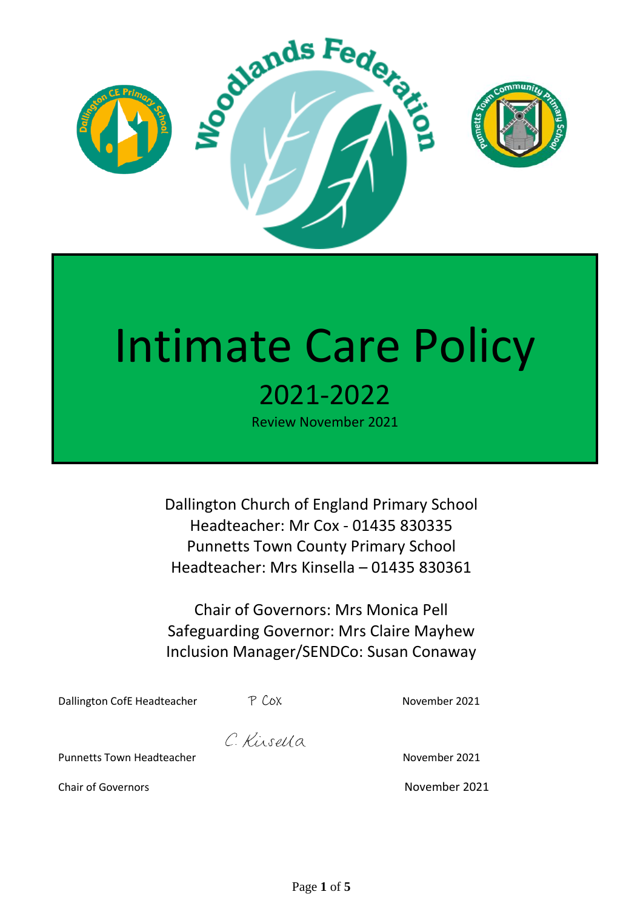Woodlands Federation

# Intimate Care Policy

## 2021-2022

Review November 2021

Dallington Church of England Primary School
Headteacher: Mr Cox - 01435 830335
Punnetts Town County Primary School
Headteacher: Mrs Kinsella – 01435 830361

Chair of Governors: Mrs Monica Pell
Safeguarding Governor: Mrs Claire Mayhew
Inclusion Manager/SENDCo: Susan Conaway

| | | |
|---|---|---|
| Dallington CofE Headteacher | P Cox | November 2021 |
| Punnetts Town Headteacher | C. Kinsella | November 2021 |
| Chair of Governors | | November 2021 |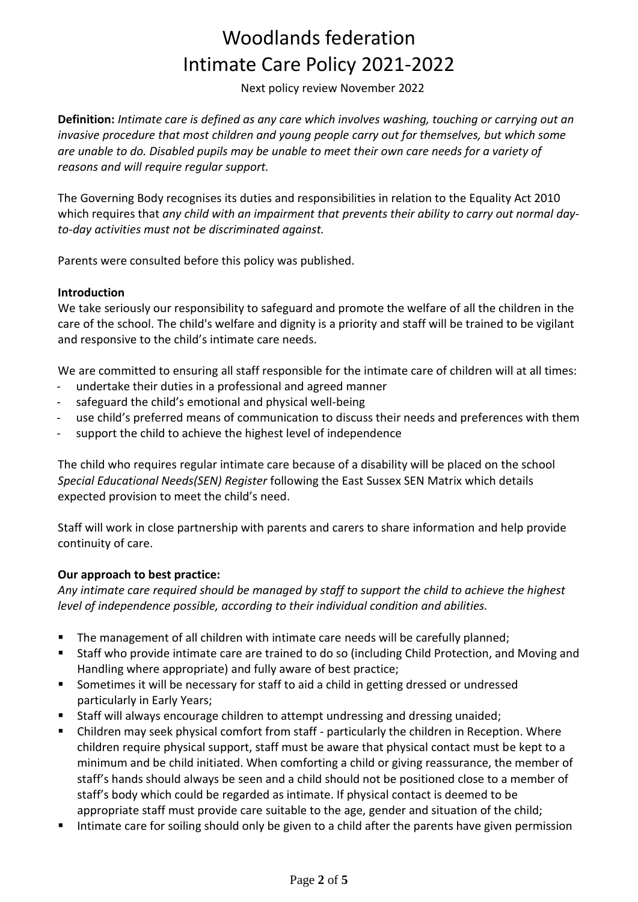# Woodlands federation
# Intimate Care Policy 2021-2022

Next policy review November 2022

**Definition:** *Intimate care is defined as any care which involves washing, touching or carrying out an invasive procedure that most children and young people carry out for themselves, but which some are unable to do. Disabled pupils may be unable to meet their own care needs for a variety of reasons and will require regular support.*

The Governing Body recognises its duties and responsibilities in relation to the Equality Act 2010 which requires that *any child with an impairment that prevents their ability to carry out normal day-to-day activities must not be discriminated against.*

Parents were consulted before this policy was published.

**Introduction**

We take seriously our responsibility to safeguard and promote the welfare of all the children in the care of the school. The child's welfare and dignity is a priority and staff will be trained to be vigilant and responsive to the child's intimate care needs.

We are committed to ensuring all staff responsible for the intimate care of children will at all times:

- undertake their duties in a professional and agreed manner
- safeguard the child's emotional and physical well-being
- use child's preferred means of communication to discuss their needs and preferences with them
- support the child to achieve the highest level of independence

The child who requires regular intimate care because of a disability will be placed on the school *Special Educational Needs(SEN) Register* following the East Sussex SEN Matrix which details expected provision to meet the child's need.

Staff will work in close partnership with parents and carers to share information and help provide continuity of care.

**Our approach to best practice:**

*Any intimate care required should be managed by staff to support the child to achieve the highest level of independence possible, according to their individual condition and abilities.*

- The management of all children with intimate care needs will be carefully planned;
- Staff who provide intimate care are trained to do so (including Child Protection, and Moving and Handling where appropriate) and fully aware of best practice;
- Sometimes it will be necessary for staff to aid a child in getting dressed or undressed particularly in Early Years;
- Staff will always encourage children to attempt undressing and dressing unaided;
- Children may seek physical comfort from staff - particularly the children in Reception. Where children require physical support, staff must be aware that physical contact must be kept to a minimum and be child initiated. When comforting a child or giving reassurance, the member of staff's hands should always be seen and a child should not be positioned close to a member of staff's body which could be regarded as intimate. If physical contact is deemed to be appropriate staff must provide care suitable to the age, gender and situation of the child;
- Intimate care for soiling should only be given to a child after the parents have given permission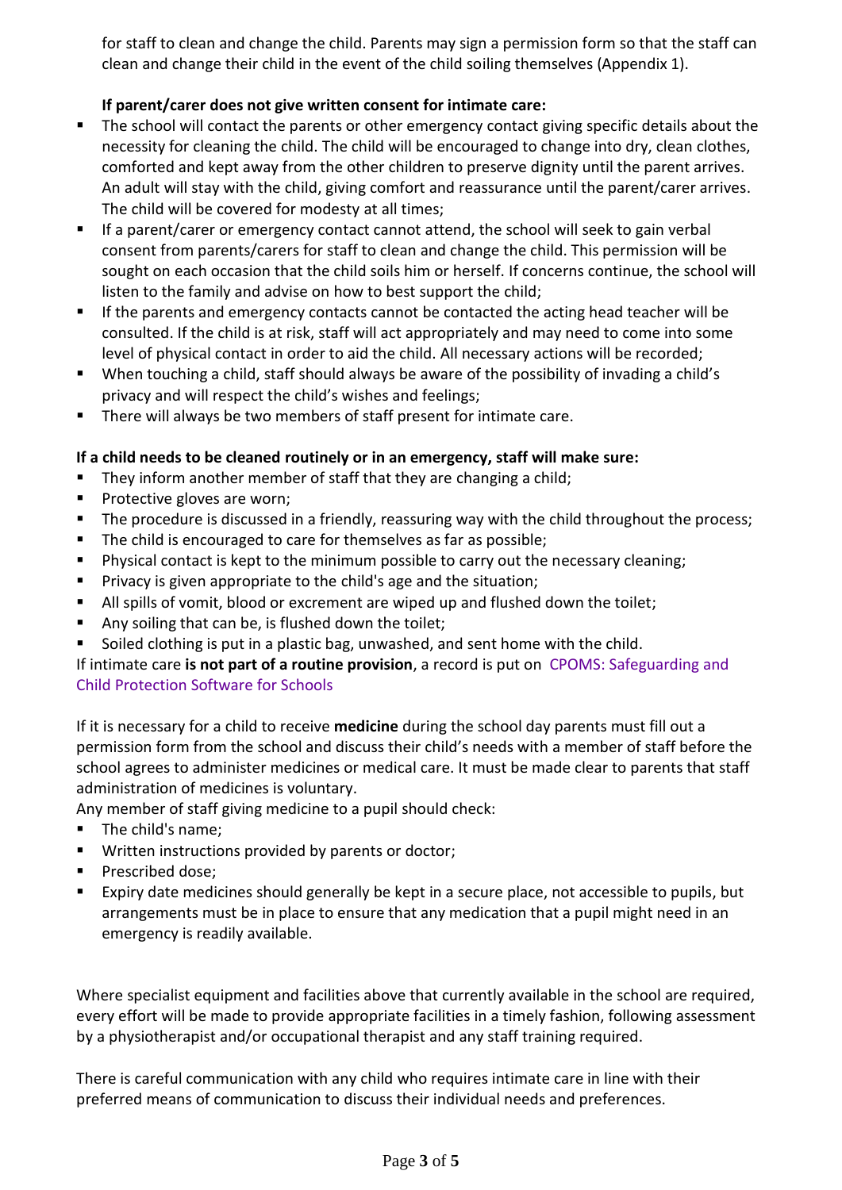for staff to clean and change the child. Parents may sign a permission form so that the staff can clean and change their child in the event of the child soiling themselves (Appendix 1).

**If parent/carer does not give written consent for intimate care:**

- The school will contact the parents or other emergency contact giving specific details about the necessity for cleaning the child. The child will be encouraged to change into dry, clean clothes, comforted and kept away from the other children to preserve dignity until the parent arrives. An adult will stay with the child, giving comfort and reassurance until the parent/carer arrives. The child will be covered for modesty at all times;
- If a parent/carer or emergency contact cannot attend, the school will seek to gain verbal consent from parents/carers for staff to clean and change the child. This permission will be sought on each occasion that the child soils him or herself. If concerns continue, the school will listen to the family and advise on how to best support the child;
- If the parents and emergency contacts cannot be contacted the acting head teacher will be consulted. If the child is at risk, staff will act appropriately and may need to come into some level of physical contact in order to aid the child. All necessary actions will be recorded;
- When touching a child, staff should always be aware of the possibility of invading a child's privacy and will respect the child's wishes and feelings;
- There will always be two members of staff present for intimate care.

**If a child needs to be cleaned routinely or in an emergency, staff will make sure:**

- They inform another member of staff that they are changing a child;
- Protective gloves are worn;
- The procedure is discussed in a friendly, reassuring way with the child throughout the process;
- The child is encouraged to care for themselves as far as possible;
- Physical contact is kept to the minimum possible to carry out the necessary cleaning;
- Privacy is given appropriate to the child's age and the situation;
- All spills of vomit, blood or excrement are wiped up and flushed down the toilet;
- Any soiling that can be, is flushed down the toilet;
- Soiled clothing is put in a plastic bag, unwashed, and sent home with the child.

If intimate care **is not part of a routine provision**, a record is put on CPOMS: Safeguarding and Child Protection Software for Schools

If it is necessary for a child to receive **medicine** during the school day parents must fill out a permission form from the school and discuss their child's needs with a member of staff before the school agrees to administer medicines or medical care. It must be made clear to parents that staff administration of medicines is voluntary.

Any member of staff giving medicine to a pupil should check:

- The child's name;
- Written instructions provided by parents or doctor;
- Prescribed dose;
- Expiry date medicines should generally be kept in a secure place, not accessible to pupils, but arrangements must be in place to ensure that any medication that a pupil might need in an emergency is readily available.

Where specialist equipment and facilities above that currently available in the school are required, every effort will be made to provide appropriate facilities in a timely fashion, following assessment by a physiotherapist and/or occupational therapist and any staff training required.

There is careful communication with any child who requires intimate care in line with their preferred means of communication to discuss their individual needs and preferences.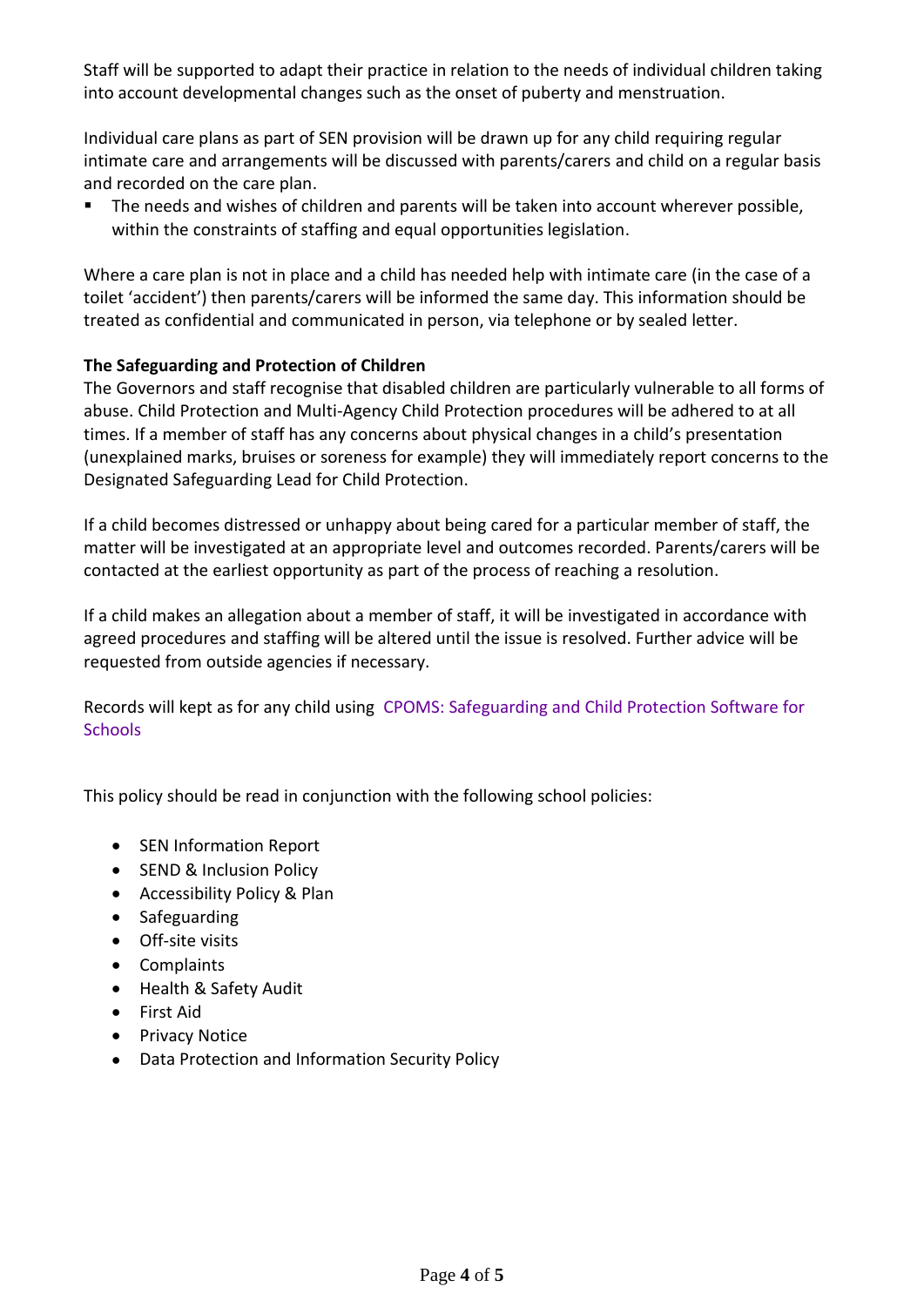Staff will be supported to adapt their practice in relation to the needs of individual children taking into account developmental changes such as the onset of puberty and menstruation.

Individual care plans as part of SEN provision will be drawn up for any child requiring regular intimate care and arrangements will be discussed with parents/carers and child on a regular basis and recorded on the care plan.

- The needs and wishes of children and parents will be taken into account wherever possible, within the constraints of staffing and equal opportunities legislation.

Where a care plan is not in place and a child has needed help with intimate care (in the case of a toilet 'accident') then parents/carers will be informed the same day. This information should be treated as confidential and communicated in person, via telephone or by sealed letter.

**The Safeguarding and Protection of Children**

The Governors and staff recognise that disabled children are particularly vulnerable to all forms of abuse. Child Protection and Multi-Agency Child Protection procedures will be adhered to at all times. If a member of staff has any concerns about physical changes in a child's presentation (unexplained marks, bruises or soreness for example) they will immediately report concerns to the Designated Safeguarding Lead for Child Protection.

If a child becomes distressed or unhappy about being cared for a particular member of staff, the matter will be investigated at an appropriate level and outcomes recorded. Parents/carers will be contacted at the earliest opportunity as part of the process of reaching a resolution.

If a child makes an allegation about a member of staff, it will be investigated in accordance with agreed procedures and staffing will be altered until the issue is resolved. Further advice will be requested from outside agencies if necessary.

Records will kept as for any child using CPOMS: Safeguarding and Child Protection Software for Schools

This policy should be read in conjunction with the following school policies:

- SEN Information Report
- SEND & Inclusion Policy
- Accessibility Policy & Plan
- Safeguarding
- Off-site visits
- Complaints
- Health & Safety Audit
- First Aid
- Privacy Notice
- Data Protection and Information Security Policy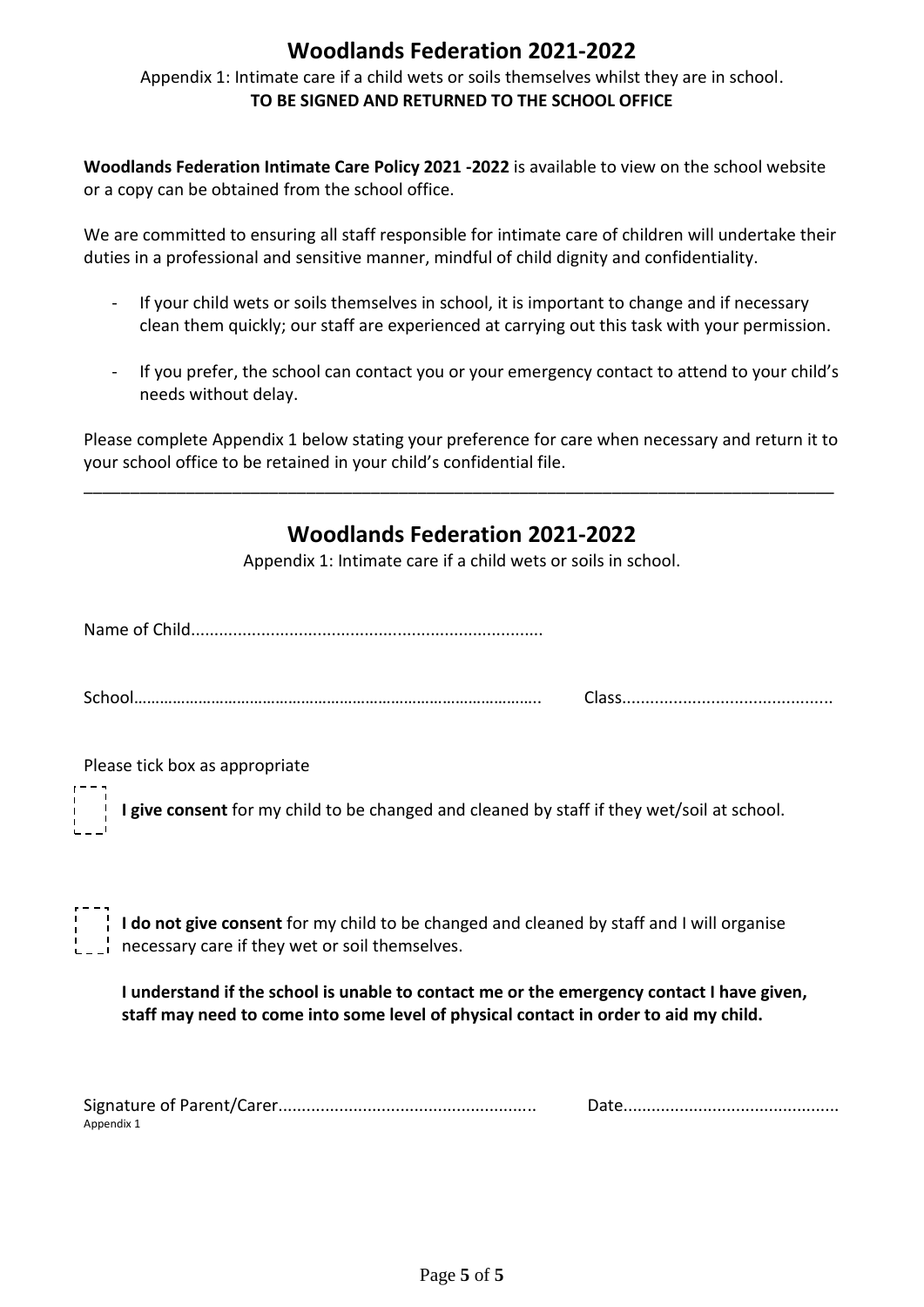# Woodlands Federation 2021-2022

Appendix 1: Intimate care if a child wets or soils themselves whilst they are in school.

**TO BE SIGNED AND RETURNED TO THE SCHOOL OFFICE**

**Woodlands Federation Intimate Care Policy 2021 -2022** is available to view on the school website or a copy can be obtained from the school office.

We are committed to ensuring all staff responsible for intimate care of children will undertake their duties in a professional and sensitive manner, mindful of child dignity and confidentiality.

- If your child wets or soils themselves in school, it is important to change and if necessary clean them quickly; our staff are experienced at carrying out this task with your permission.
- If you prefer, the school can contact you or your emergency contact to attend to your child's needs without delay.

Please complete Appendix 1 below stating your preference for care when necessary and return it to your school office to be retained in your child's confidential file.

---

# Woodlands Federation 2021-2022

Appendix 1: Intimate care if a child wets or soils in school.

Name of Child...........................................................................

School……………………………………………………………………………….. Class.............................................

Please tick box as appropriate

☐ **I give consent** for my child to be changed and cleaned by staff if they wet/soil at school.

☐ **I do not give consent** for my child to be changed and cleaned by staff and I will organise necessary care if they wet or soil themselves.

**I understand if the school is unable to contact me or the emergency contact I have given, staff may need to come into some level of physical contact in order to aid my child.**

Signature of Parent/Carer....................................................... Date.............................................

Appendix 1